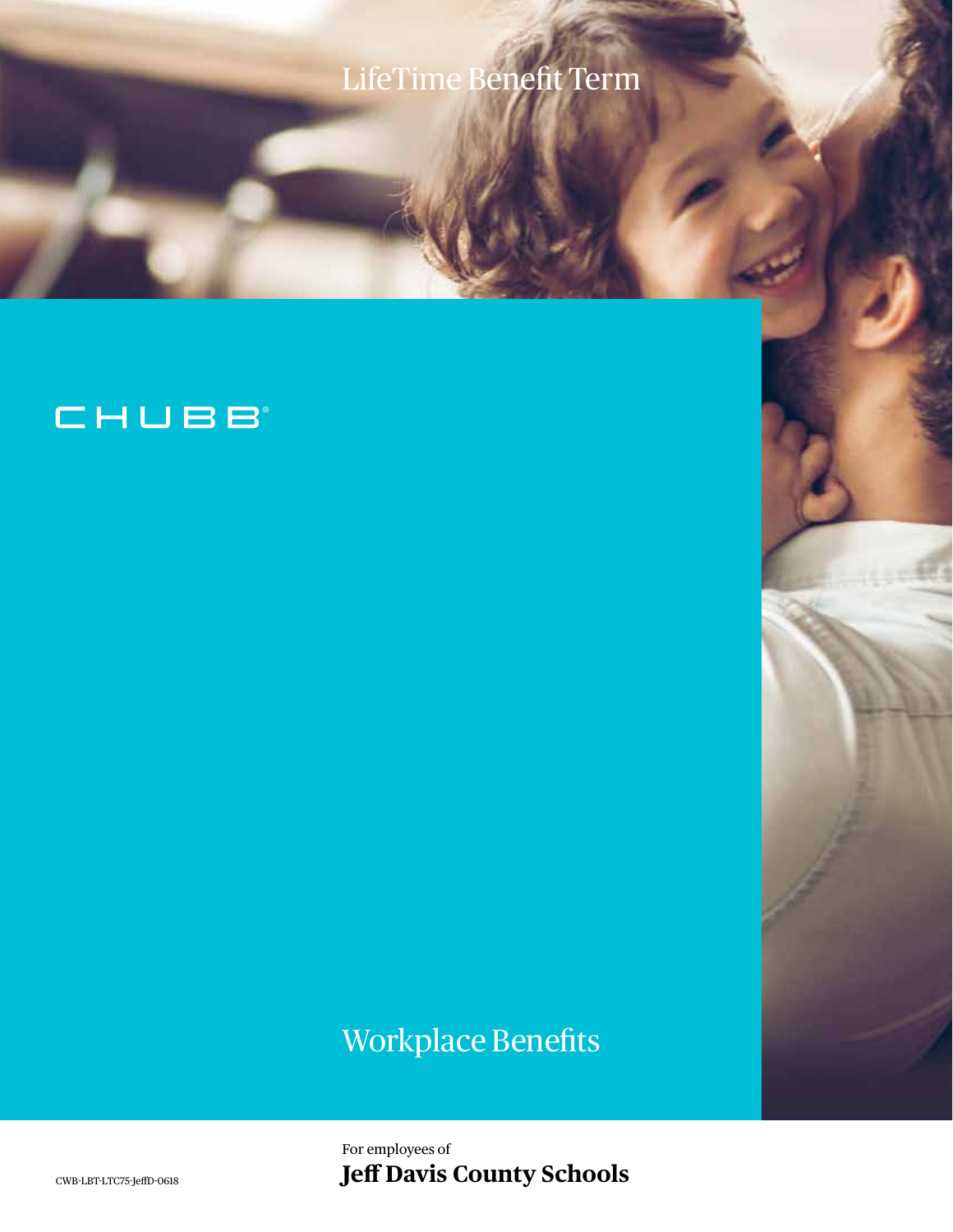# LifeTime Benefit Term

CHUBB®

Workplace Benefits

For employees of

**Jeff Davis County Schools**

CWB-LBT-LTC75-JeffD-0618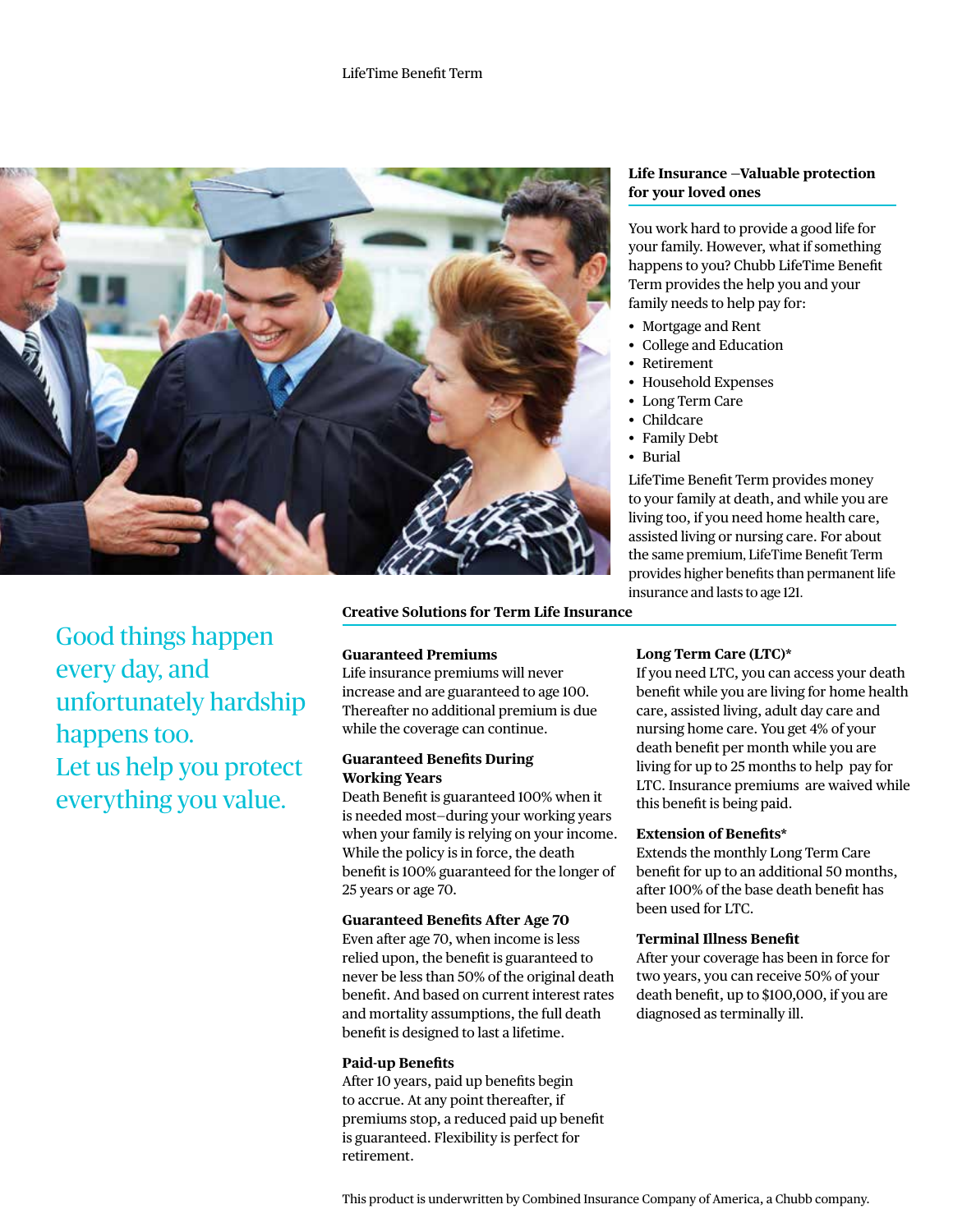## Life Insurance –Valuable protection for your loved ones

You work hard to provide a good life for your family. However, what if something happens to you? Chubb LifeTime Benefit Term provides the help you and your family needs to help pay for:

- Mortgage and Rent
- College and Education
- Retirement
- Household Expenses
- Long Term Care
- Childcare
- Family Debt
- Burial

LifeTime Benefit Term provides money to your family at death, and while you are living too, if you need home health care, assisted living or nursing care. For about the same premium, LifeTime Benefit Term provides higher benefits than permanent life insurance and lasts to age 121.

Good things happen every day, and unfortunately hardship happens too. Let us help you protect everything you value.

## Creative Solutions for Term Life Insurance

### Guaranteed Premiums

Life insurance premiums will never increase and are guaranteed to age 100. Thereafter no additional premium is due while the coverage can continue.

### Guaranteed Benefits During Working Years

Death Benefit is guaranteed 100% when it is needed most–during your working years when your family is relying on your income. While the policy is in force, the death benefit is 100% guaranteed for the longer of 25 years or age 70.

### Guaranteed Benefits After Age 70

Even after age 70, when income is less relied upon, the benefit is guaranteed to never be less than 50% of the original death benefit. And based on current interest rates and mortality assumptions, the full death benefit is designed to last a lifetime.

### Paid-up Benefits

After 10 years, paid up benefits begin to accrue. At any point thereafter, if premiums stop, a reduced paid up benefit is guaranteed. Flexibility is perfect for retirement.

### Long Term Care (LTC)*

If you need LTC, you can access your death benefit while you are living for home health care, assisted living, adult day care and nursing home care. You get 4% of your death benefit per month while you are living for up to 25 months to help pay for LTC. Insurance premiums are waived while this benefit is being paid.

### Extension of Benefits*

Extends the monthly Long Term Care benefit for up to an additional 50 months, after 100% of the base death benefit has been used for LTC.

### Terminal Illness Benefit

After your coverage has been in force for two years, you can receive 50% of your death benefit, up to $100,000, if you are diagnosed as terminally ill.

This product is underwritten by Combined Insurance Company of America, a Chubb company.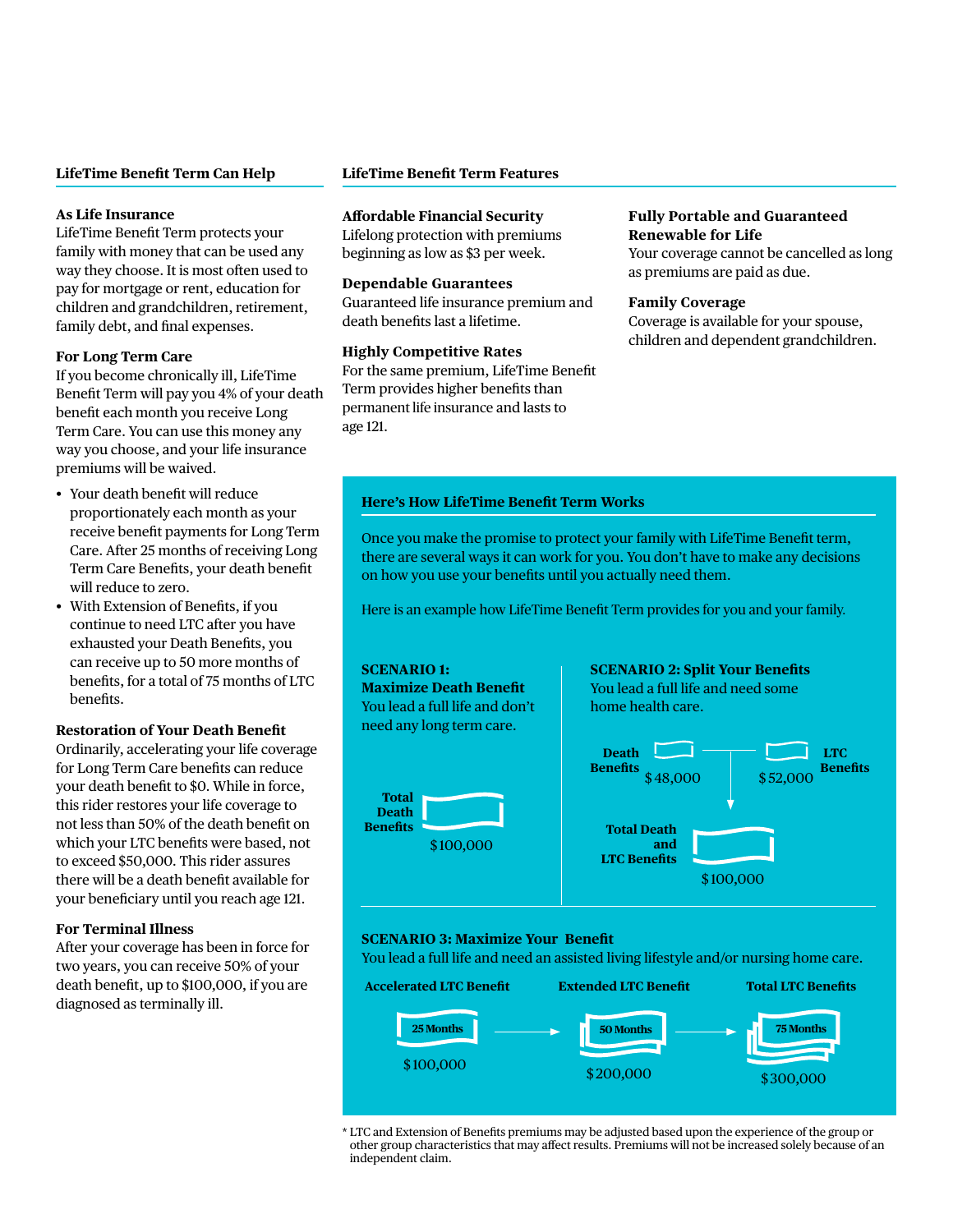## LifeTime Benefit Term Can Help

### As Life Insurance

LifeTime Benefit Term protects your family with money that can be used any way they choose. It is most often used to pay for mortgage or rent, education for children and grandchildren, retirement, family debt, and final expenses.

### For Long Term Care

If you become chronically ill, LifeTime Benefit Term will pay you 4% of your death benefit each month you receive Long Term Care. You can use this money any way you choose, and your life insurance premiums will be waived.

- Your death benefit will reduce proportionately each month as your receive benefit payments for Long Term Care. After 25 months of receiving Long Term Care Benefits, your death benefit will reduce to zero.
- With Extension of Benefits, if you continue to need LTC after you have exhausted your Death Benefits, you can receive up to 50 more months of benefits, for a total of 75 months of LTC benefits.

### Restoration of Your Death Benefit

Ordinarily, accelerating your life coverage for Long Term Care benefits can reduce your death benefit to $0. While in force, this rider restores your life coverage to not less than 50% of the death benefit on which your LTC benefits were based, not to exceed $50,000. This rider assures there will be a death benefit available for your beneficiary until you reach age 121.

### For Terminal Illness

After your coverage has been in force for two years, you can receive 50% of your death benefit, up to $100,000, if you are diagnosed as terminally ill.

## LifeTime Benefit Term Features

### Affordable Financial Security

Lifelong protection with premiums beginning as low as $3 per week.

### Dependable Guarantees

Guaranteed life insurance premium and death benefits last a lifetime.

### Highly Competitive Rates

For the same premium, LifeTime Benefit Term provides higher benefits than permanent life insurance and lasts to age 121.

### Fully Portable and Guaranteed Renewable for Life

Your coverage cannot be cancelled as long as premiums are paid as due.

### Family Coverage

Coverage is available for your spouse, children and dependent grandchildren.

## Here's How LifeTime Benefit Term Works

Once you make the promise to protect your family with LifeTime Benefit term, there are several ways it can work for you. You don't have to make any decisions on how you use your benefits until you actually need them.

Here is an example how LifeTime Benefit Term provides for you and your family.

**SCENARIO 1: Maximize Death Benefit**
You lead a full life and don't need any long term care.

**Total Death Benefits**: $100,000

**SCENARIO 2: Split Your Benefits**
You lead a full life and need some home health care.

**Death Benefits**: $48,000
**LTC Benefits**: $52,000
**Total Death and LTC Benefits**: $100,000

**SCENARIO 3: Maximize Your Benefit**
You lead a full life and need an assisted living lifestyle and/or nursing home care.

| Accelerated LTC Benefit | Extended LTC Benefit | Total LTC Benefits |
|---|---|---|
| 25 Months | 50 Months | 75 Months |
| $100,000 | $200,000 | $300,000 |

* LTC and Extension of Benefits premiums may be adjusted based upon the experience of the group or other group characteristics that may affect results. Premiums will not be increased solely because of an independent claim.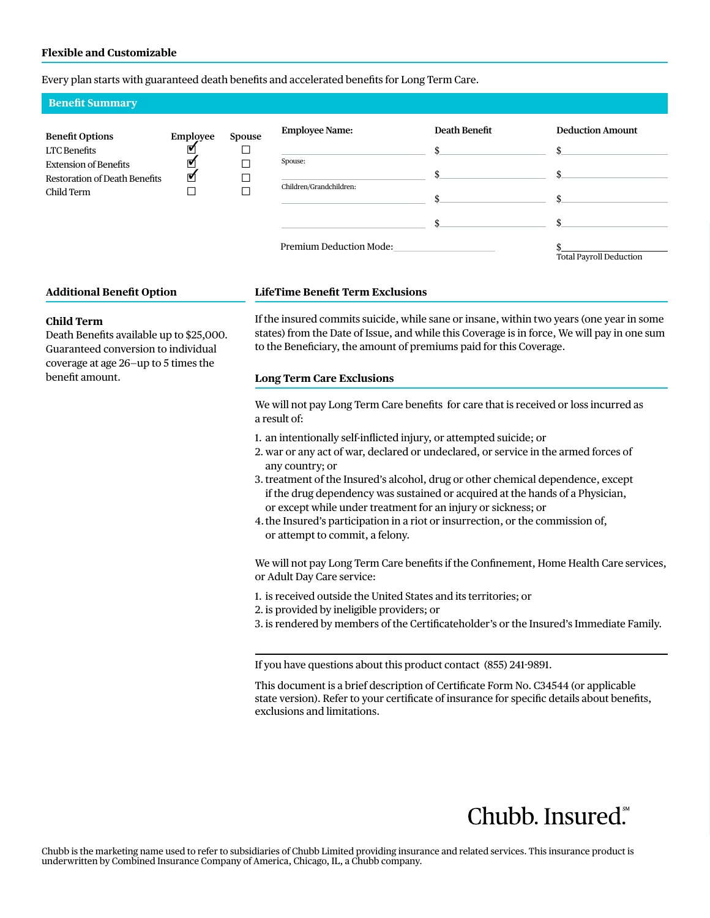## Flexible and Customizable

Every plan starts with guaranteed death benefits and accelerated benefits for Long Term Care.

### Benefit Summary

| Benefit Options | Employee | Spouse |
|---|---|---|
| LTC Benefits | ☑ | ☐ |
| Extension of Benefits | ☑ | ☐ |
| Restoration of Death Benefits | ☑ | ☐ |
| Child Term | ☐ | ☐ |

| Employee Name: | Death Benefit | Deduction Amount |
|---|---|---|
| ______________ | $______________ | $______________ |
| Spouse: ______________ | $______________ | $______________ |
| Children/Grandchildren: ______________ | $______________ | $______________ |
| ______________ | $______________ | $______________ |

Premium Deduction Mode: ______________

$______________
Total Payroll Deduction

### Additional Benefit Option

**Child Term**
Death Benefits available up to $25,000. Guaranteed conversion to individual coverage at age 26–up to 5 times the benefit amount.

### LifeTime Benefit Term Exclusions

If the insured commits suicide, while sane or insane, within two years (one year in some states) from the Date of Issue, and while this Coverage is in force, We will pay in one sum to the Beneficiary, the amount of premiums paid for this Coverage.

### Long Term Care Exclusions

We will not pay Long Term Care benefits for care that is received or loss incurred as a result of:

1. an intentionally self-inflicted injury, or attempted suicide; or
2. war or any act of war, declared or undeclared, or service in the armed forces of any country; or
3. treatment of the Insured's alcohol, drug or other chemical dependence, except if the drug dependency was sustained or acquired at the hands of a Physician, or except while under treatment for an injury or sickness; or
4. the Insured's participation in a riot or insurrection, or the commission of, or attempt to commit, a felony.

We will not pay Long Term Care benefits if the Confinement, Home Health Care services, or Adult Day Care service:

1. is received outside the United States and its territories; or
2. is provided by ineligible providers; or
3. is rendered by members of the Certificateholder's or the Insured's Immediate Family.

---

If you have questions about this product contact (855) 241-9891.

This document is a brief description of Certificate Form No. C34544 (or applicable state version). Refer to your certificate of insurance for specific details about benefits, exclusions and limitations.

Chubb. Insured.℠

Chubb is the marketing name used to refer to subsidiaries of Chubb Limited providing insurance and related services. This insurance product is underwritten by Combined Insurance Company of America, Chicago, IL, a Chubb company.